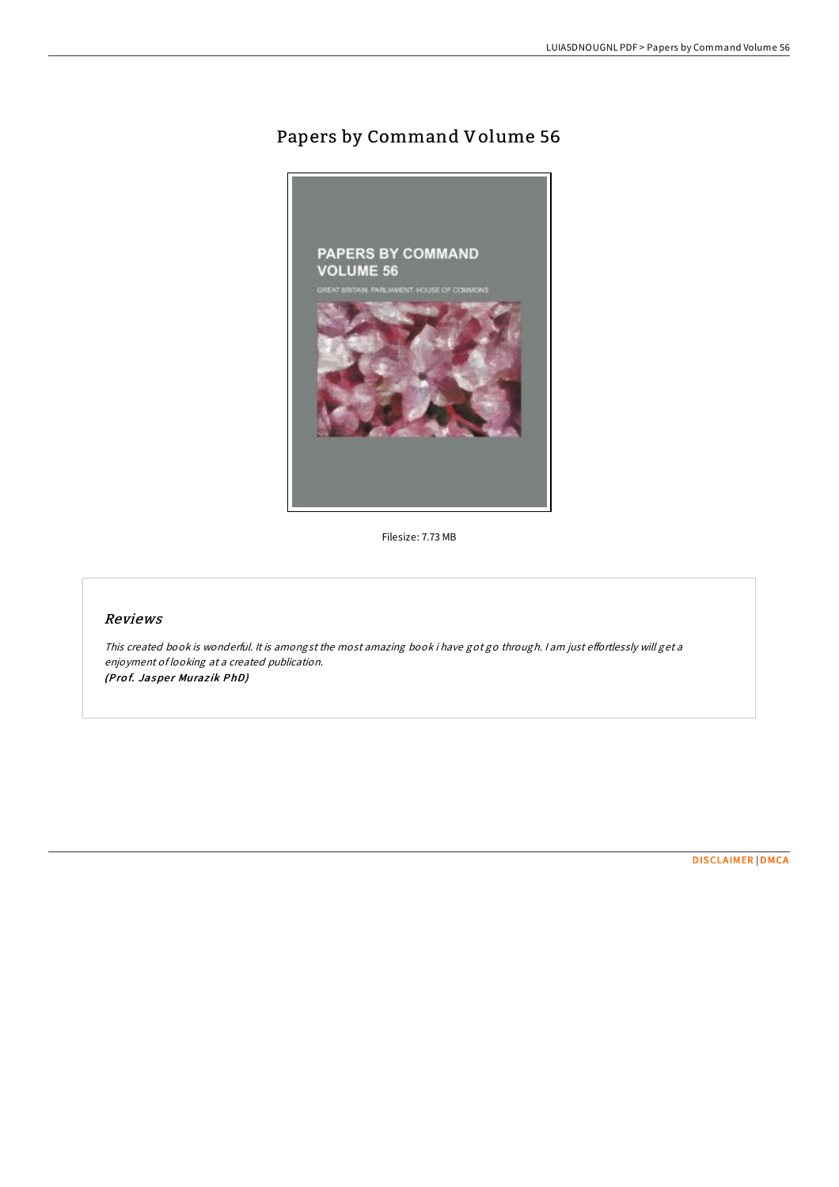# Papers by Command Volume 56

Filesize: 7.73 MB

## *Reviews*

*This created book is wonderful. It is amongst the most amazing book i have got go through. I am just effortlessly will get a enjoyment of looking at a created publication.*
***(Prof. Jasper Murazik PhD)***

DISCLAIMER | DMCA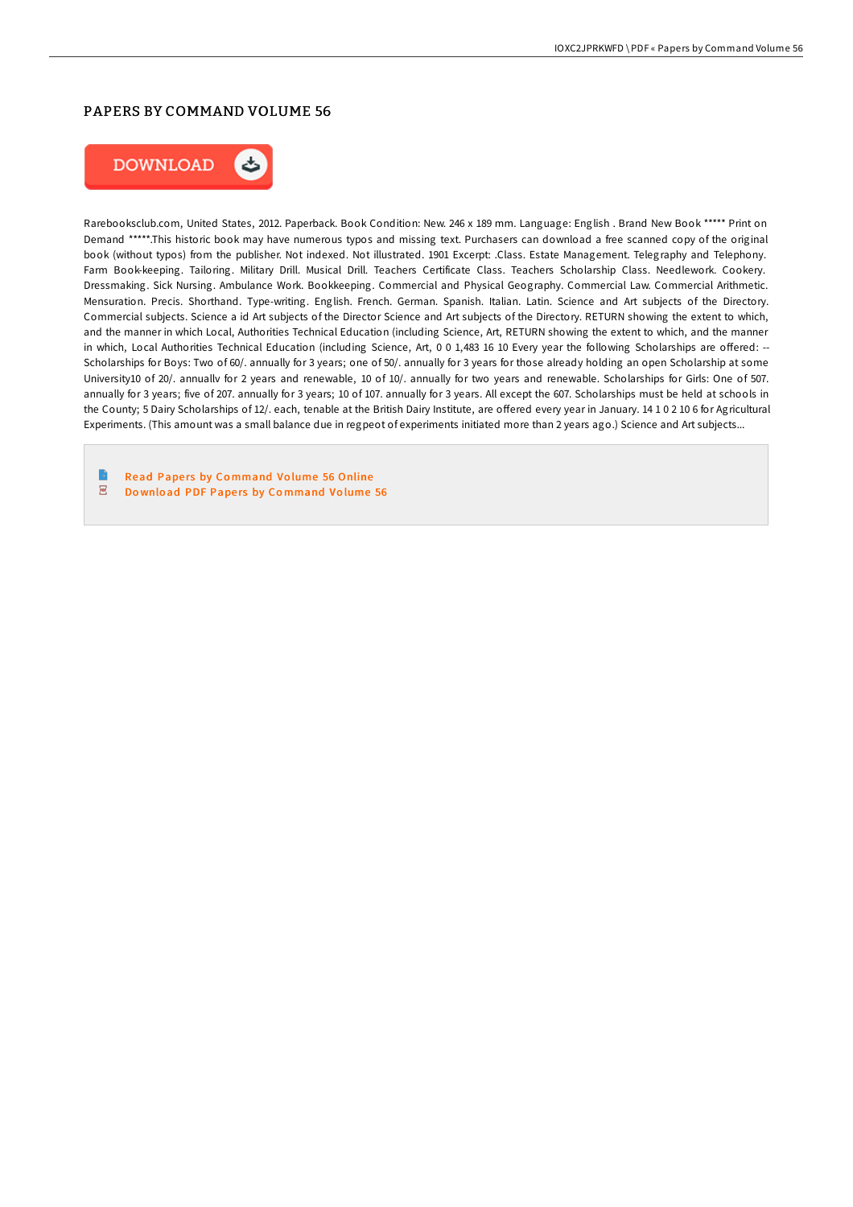# PAPERS BY COMMAND VOLUME 56

DOWNLOAD

Rarebooksclub.com, United States, 2012. Paperback. Book Condition: New. 246 x 189 mm. Language: English . Brand New Book ***** Print on Demand *****.This historic book may have numerous typos and missing text. Purchasers can download a free scanned copy of the original book (without typos) from the publisher. Not indexed. Not illustrated. 1901 Excerpt: .Class. Estate Management. Telegraphy and Telephony. Farm Book-keeping. Tailoring. Military Drill. Musical Drill. Teachers Certificate Class. Teachers Scholarship Class. Needlework. Cookery. Dressmaking. Sick Nursing. Ambulance Work. Bookkeeping. Commercial and Physical Geography. Commercial Law. Commercial Arithmetic. Mensuration. Precis. Shorthand. Type-writing. English. French. German. Spanish. Italian. Latin. Science and Art subjects of the Directory. Commercial subjects. Science a id Art subjects of the Director Science and Art subjects of the Directory. RETURN showing the extent to which, and the manner in which Local, Authorities Technical Education (including Science, Art, RETURN showing the extent to which, and the manner in which, Local Authorities Technical Education (including Science, Art, 0 0 1,483 16 10 Every year the following Scholarships are offered: --Scholarships for Boys: Two of 60/. annually for 3 years; one of 50/. annually for 3 years for those already holding an open Scholarship at some University10 of 20/. annuallv for 2 years and renewable, 10 of 10/. annually for two years and renewable. Scholarships for Girls: One of 507. annually for 3 years; five of 207. annually for 3 years; 10 of 107. annually for 3 years. All except the 607. Scholarships must be held at schools in the County; 5 Dairy Scholarships of 12/. each, tenable at the British Dairy Institute, are offered every year in January. 14 1 0 2 10 6 for Agricultural Experiments. (This amount was a small balance due in regpeot of experiments initiated more than 2 years ago.) Science and Art subjects...

- Read Papers by Command Volume 56 Online
- Download PDF Papers by Command Volume 56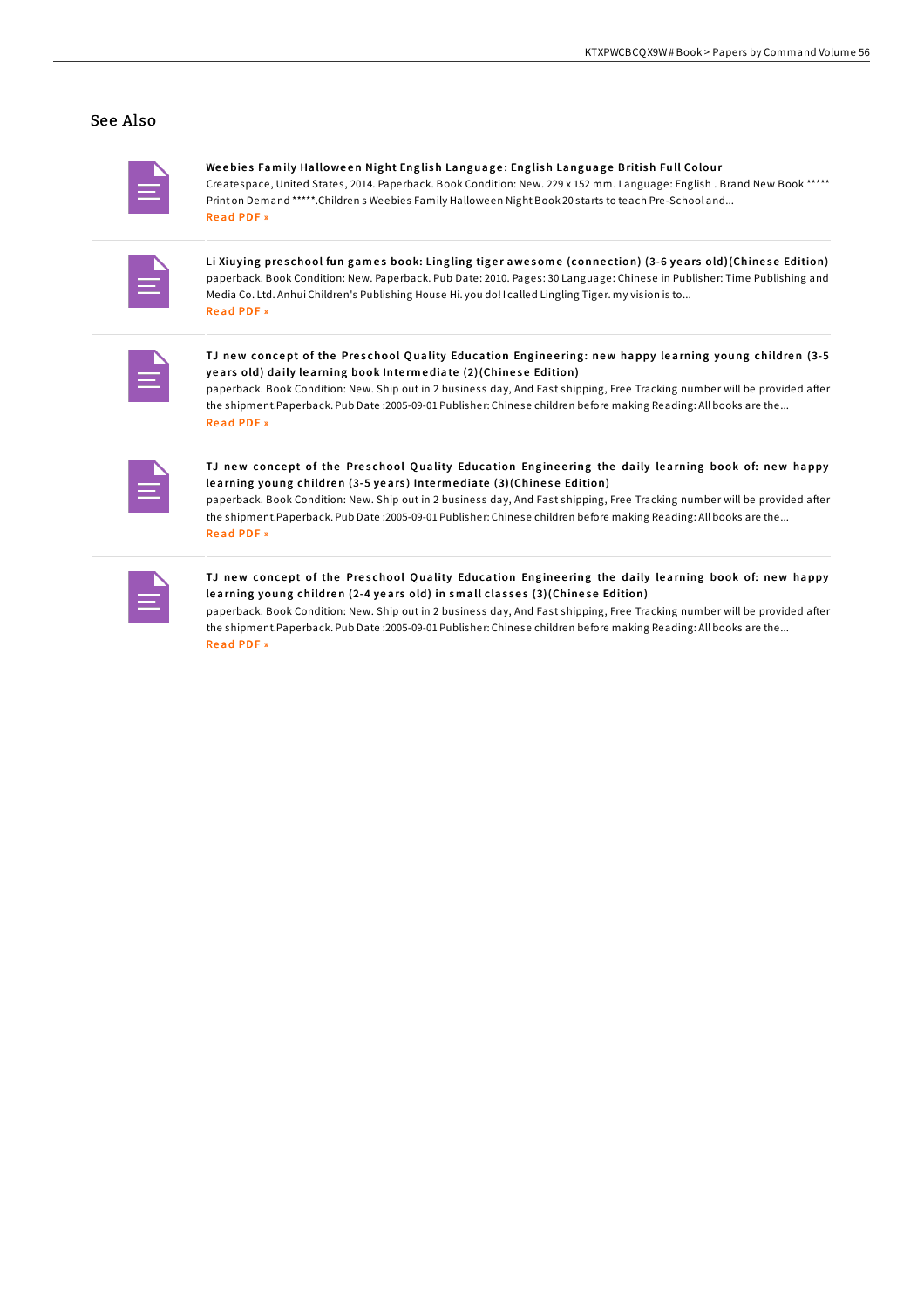## See Also

**Weebies Family Halloween Night English Language: English Language British Full Colour**

Createspace, United States, 2014. Paperback. Book Condition: New. 229 x 152 mm. Language: English . Brand New Book ***** Print on Demand *****.Children s Weebies Family Halloween Night Book 20 starts to teach Pre-School and...

Read PDF »

**Li Xiuying preschool fun games book: Lingling tiger awesome (connection) (3-6 years old)(Chinese Edition)**

paperback. Book Condition: New. Paperback. Pub Date: 2010. Pages: 30 Language: Chinese in Publisher: Time Publishing and Media Co. Ltd. Anhui Children's Publishing House Hi. you do! I called Lingling Tiger. my vision is to...

Read PDF »

**TJ new concept of the Preschool Quality Education Engineering: new happy learning young children (3-5 years old) daily learning book Intermediate (2)(Chinese Edition)**

paperback. Book Condition: New. Ship out in 2 business day, And Fast shipping, Free Tracking number will be provided after the shipment.Paperback. Pub Date :2005-09-01 Publisher: Chinese children before making Reading: All books are the...

Read PDF »

**TJ new concept of the Preschool Quality Education Engineering the daily learning book of: new happy learning young children (3-5 years) Intermediate (3)(Chinese Edition)**

paperback. Book Condition: New. Ship out in 2 business day, And Fast shipping, Free Tracking number will be provided after the shipment.Paperback. Pub Date :2005-09-01 Publisher: Chinese children before making Reading: All books are the...

Read PDF »

**TJ new concept of the Preschool Quality Education Engineering the daily learning book of: new happy learning young children (2-4 years old) in small classes (3)(Chinese Edition)**

paperback. Book Condition: New. Ship out in 2 business day, And Fast shipping, Free Tracking number will be provided after the shipment.Paperback. Pub Date :2005-09-01 Publisher: Chinese children before making Reading: All books are the...

Read PDF »